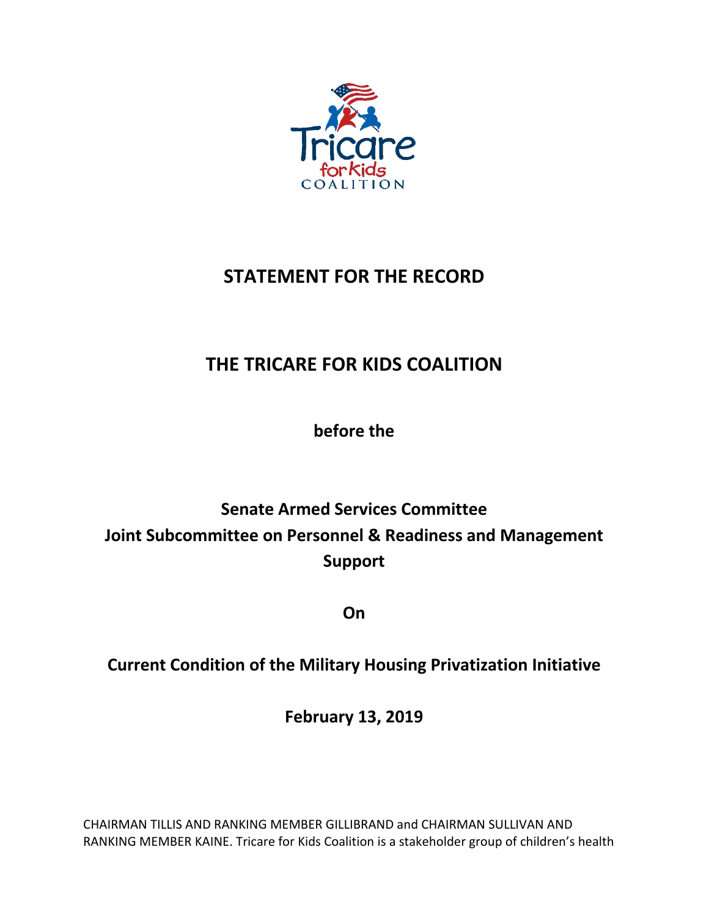# STATEMENT FOR THE RECORD

# THE TRICARE FOR KIDS COALITION

**before the**

**Senate Armed Services Committee**
**Joint Subcommittee on Personnel & Readiness and Management Support**

**On**

**Current Condition of the Military Housing Privatization Initiative**

**February 13, 2019**

CHAIRMAN TILLIS AND RANKING MEMBER GILLIBRAND and CHAIRMAN SULLIVAN AND RANKING MEMBER KAINE. Tricare for Kids Coalition is a stakeholder group of children's health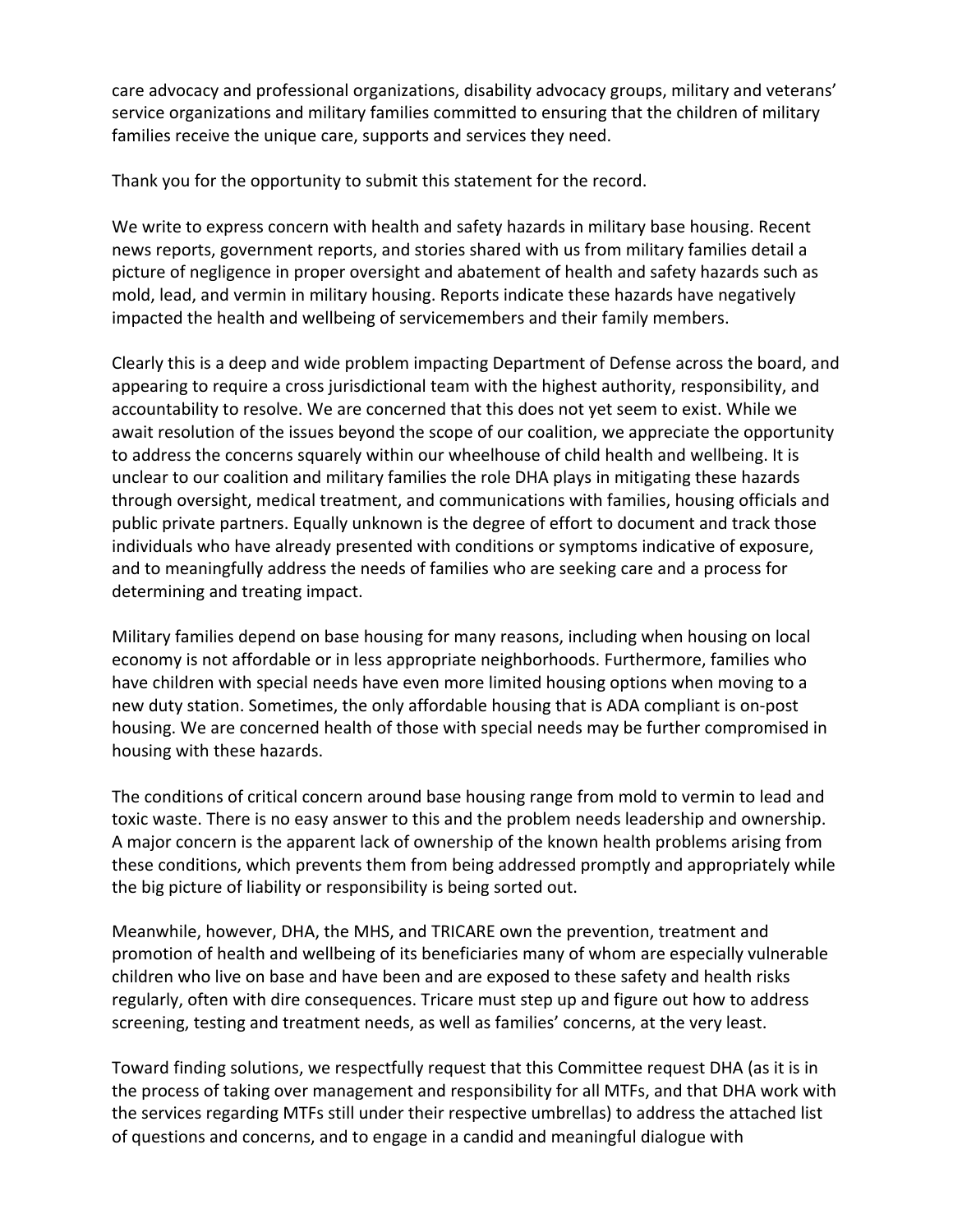care advocacy and professional organizations, disability advocacy groups, military and veterans' service organizations and military families committed to ensuring that the children of military families receive the unique care, supports and services they need.

Thank you for the opportunity to submit this statement for the record.

We write to express concern with health and safety hazards in military base housing. Recent news reports, government reports, and stories shared with us from military families detail a picture of negligence in proper oversight and abatement of health and safety hazards such as mold, lead, and vermin in military housing. Reports indicate these hazards have negatively impacted the health and wellbeing of servicemembers and their family members.

Clearly this is a deep and wide problem impacting Department of Defense across the board, and appearing to require a cross jurisdictional team with the highest authority, responsibility, and accountability to resolve. We are concerned that this does not yet seem to exist. While we await resolution of the issues beyond the scope of our coalition, we appreciate the opportunity to address the concerns squarely within our wheelhouse of child health and wellbeing. It is unclear to our coalition and military families the role DHA plays in mitigating these hazards through oversight, medical treatment, and communications with families, housing officials and public private partners. Equally unknown is the degree of effort to document and track those individuals who have already presented with conditions or symptoms indicative of exposure, and to meaningfully address the needs of families who are seeking care and a process for determining and treating impact.

Military families depend on base housing for many reasons, including when housing on local economy is not affordable or in less appropriate neighborhoods. Furthermore, families who have children with special needs have even more limited housing options when moving to a new duty station. Sometimes, the only affordable housing that is ADA compliant is on-post housing. We are concerned health of those with special needs may be further compromised in housing with these hazards.

The conditions of critical concern around base housing range from mold to vermin to lead and toxic waste. There is no easy answer to this and the problem needs leadership and ownership. A major concern is the apparent lack of ownership of the known health problems arising from these conditions, which prevents them from being addressed promptly and appropriately while the big picture of liability or responsibility is being sorted out.

Meanwhile, however, DHA, the MHS, and TRICARE own the prevention, treatment and promotion of health and wellbeing of its beneficiaries many of whom are especially vulnerable children who live on base and have been and are exposed to these safety and health risks regularly, often with dire consequences. Tricare must step up and figure out how to address screening, testing and treatment needs, as well as families' concerns, at the very least.

Toward finding solutions, we respectfully request that this Committee request DHA (as it is in the process of taking over management and responsibility for all MTFs, and that DHA work with the services regarding MTFs still under their respective umbrellas) to address the attached list of questions and concerns, and to engage in a candid and meaningful dialogue with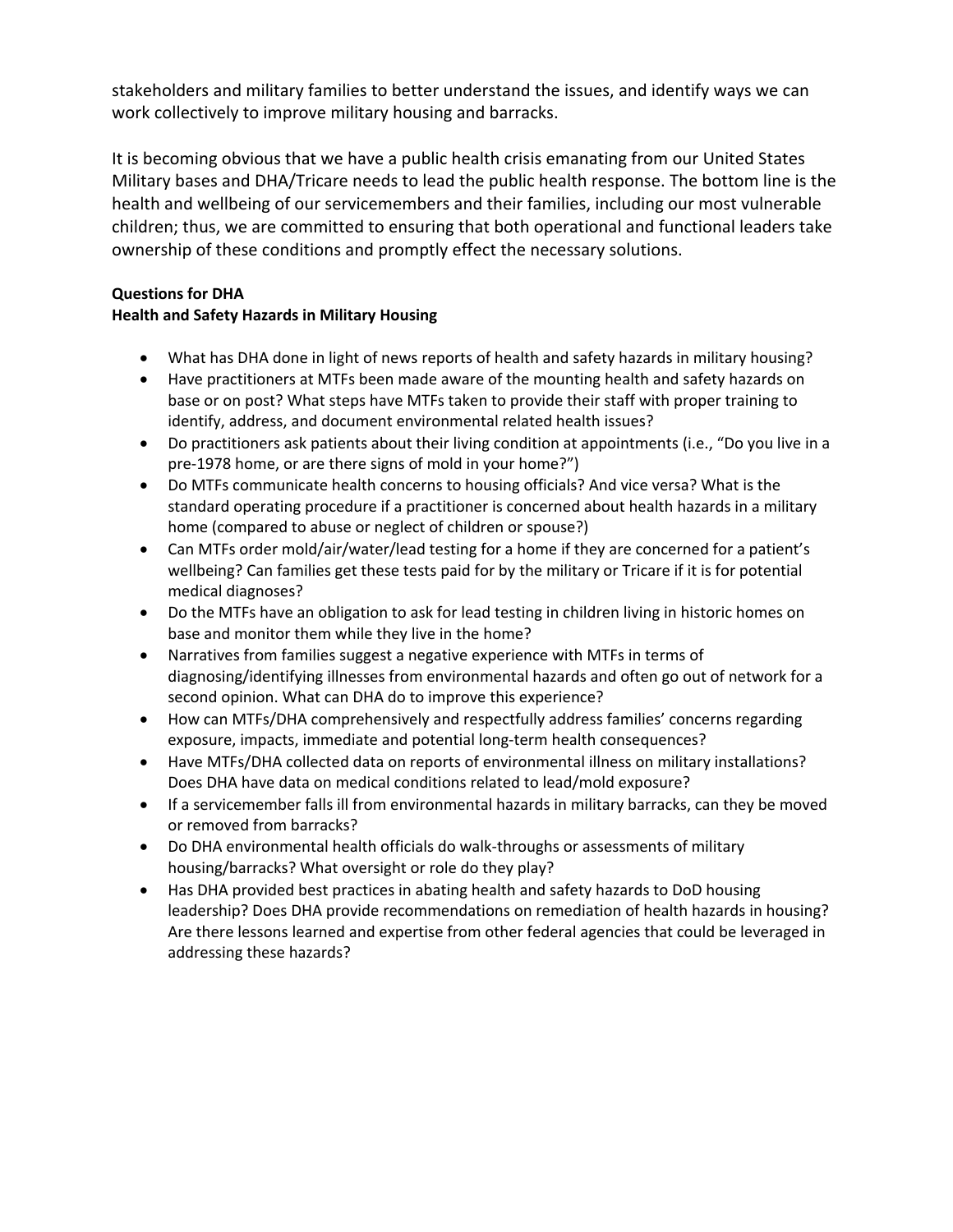stakeholders and military families to better understand the issues, and identify ways we can work collectively to improve military housing and barracks.

It is becoming obvious that we have a public health crisis emanating from our United States Military bases and DHA/Tricare needs to lead the public health response. The bottom line is the health and wellbeing of our servicemembers and their families, including our most vulnerable children; thus, we are committed to ensuring that both operational and functional leaders take ownership of these conditions and promptly effect the necessary solutions.

**Questions for DHA**
**Health and Safety Hazards in Military Housing**

- What has DHA done in light of news reports of health and safety hazards in military housing?
- Have practitioners at MTFs been made aware of the mounting health and safety hazards on base or on post? What steps have MTFs taken to provide their staff with proper training to identify, address, and document environmental related health issues?
- Do practitioners ask patients about their living condition at appointments (i.e., "Do you live in a pre-1978 home, or are there signs of mold in your home?")
- Do MTFs communicate health concerns to housing officials? And vice versa? What is the standard operating procedure if a practitioner is concerned about health hazards in a military home (compared to abuse or neglect of children or spouse?)
- Can MTFs order mold/air/water/lead testing for a home if they are concerned for a patient's wellbeing? Can families get these tests paid for by the military or Tricare if it is for potential medical diagnoses?
- Do the MTFs have an obligation to ask for lead testing in children living in historic homes on base and monitor them while they live in the home?
- Narratives from families suggest a negative experience with MTFs in terms of diagnosing/identifying illnesses from environmental hazards and often go out of network for a second opinion. What can DHA do to improve this experience?
- How can MTFs/DHA comprehensively and respectfully address families' concerns regarding exposure, impacts, immediate and potential long-term health consequences?
- Have MTFs/DHA collected data on reports of environmental illness on military installations? Does DHA have data on medical conditions related to lead/mold exposure?
- If a servicemember falls ill from environmental hazards in military barracks, can they be moved or removed from barracks?
- Do DHA environmental health officials do walk-throughs or assessments of military housing/barracks? What oversight or role do they play?
- Has DHA provided best practices in abating health and safety hazards to DoD housing leadership? Does DHA provide recommendations on remediation of health hazards in housing? Are there lessons learned and expertise from other federal agencies that could be leveraged in addressing these hazards?